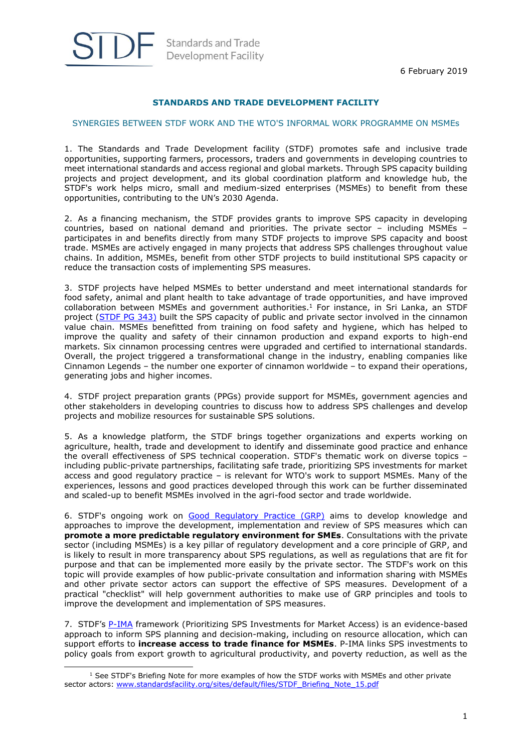STDF Standards and Trade Development Facility

6 February 2019

## STANDARDS AND TRADE DEVELOPMENT FACILITY

### SYNERGIES BETWEEN STDF WORK AND THE WTO'S INFORMAL WORK PROGRAMME ON MSMEs

1. The Standards and Trade Development facility (STDF) promotes safe and inclusive trade opportunities, supporting farmers, processors, traders and governments in developing countries to meet international standards and access regional and global markets. Through SPS capacity building projects and project development, and its global coordination platform and knowledge hub, the STDF's work helps micro, small and medium-sized enterprises (MSMEs) to benefit from these opportunities, contributing to the UN's 2030 Agenda.

2. As a financing mechanism, the STDF provides grants to improve SPS capacity in developing countries, based on national demand and priorities. The private sector – including MSMEs – participates in and benefits directly from many STDF projects to improve SPS capacity and boost trade. MSMEs are actively engaged in many projects that address SPS challenges throughout value chains. In addition, MSMEs, benefit from other STDF projects to build institutional SPS capacity or reduce the transaction costs of implementing SPS measures.

3. STDF projects have helped MSMEs to better understand and meet international standards for food safety, animal and plant health to take advantage of trade opportunities, and have improved collaboration between MSMEs and government authorities.[1] For instance, in Sri Lanka, an STDF project (STDF PG 343) built the SPS capacity of public and private sector involved in the cinnamon value chain. MSMEs benefitted from training on food safety and hygiene, which has helped to improve the quality and safety of their cinnamon production and expand exports to high-end markets. Six cinnamon processing centres were upgraded and certified to international standards. Overall, the project triggered a transformational change in the industry, enabling companies like Cinnamon Legends – the number one exporter of cinnamon worldwide – to expand their operations, generating jobs and higher incomes.

4. STDF project preparation grants (PPGs) provide support for MSMEs, government agencies and other stakeholders in developing countries to discuss how to address SPS challenges and develop projects and mobilize resources for sustainable SPS solutions.

5. As a knowledge platform, the STDF brings together organizations and experts working on agriculture, health, trade and development to identify and disseminate good practice and enhance the overall effectiveness of SPS technical cooperation. STDF's thematic work on diverse topics – including public-private partnerships, facilitating safe trade, prioritizing SPS investments for market access and good regulatory practice – is relevant for WTO's work to support MSMEs. Many of the experiences, lessons and good practices developed through this work can be further disseminated and scaled-up to benefit MSMEs involved in the agri-food sector and trade worldwide.

6. STDF's ongoing work on Good Regulatory Practice (GRP) aims to develop knowledge and approaches to improve the development, implementation and review of SPS measures which can **promote a more predictable regulatory environment for SMEs**. Consultations with the private sector (including MSMEs) is a key pillar of regulatory development and a core principle of GRP, and is likely to result in more transparency about SPS regulations, as well as regulations that are fit for purpose and that can be implemented more easily by the private sector. The STDF's work on this topic will provide examples of how public-private consultation and information sharing with MSMEs and other private sector actors can support the effective of SPS measures. Development of a practical "checklist" will help government authorities to make use of GRP principles and tools to improve the development and implementation of SPS measures.

7. STDF's P-IMA framework (Prioritizing SPS Investments for Market Access) is an evidence-based approach to inform SPS planning and decision-making, including on resource allocation, which can support efforts to **increase access to trade finance for MSMEs**. P-IMA links SPS investments to policy goals from export growth to agricultural productivity, and poverty reduction, as well as the

[1] See STDF's Briefing Note for more examples of how the STDF works with MSMEs and other private sector actors: www.standardsfacility.org/sites/default/files/STDF_Briefing_Note_15.pdf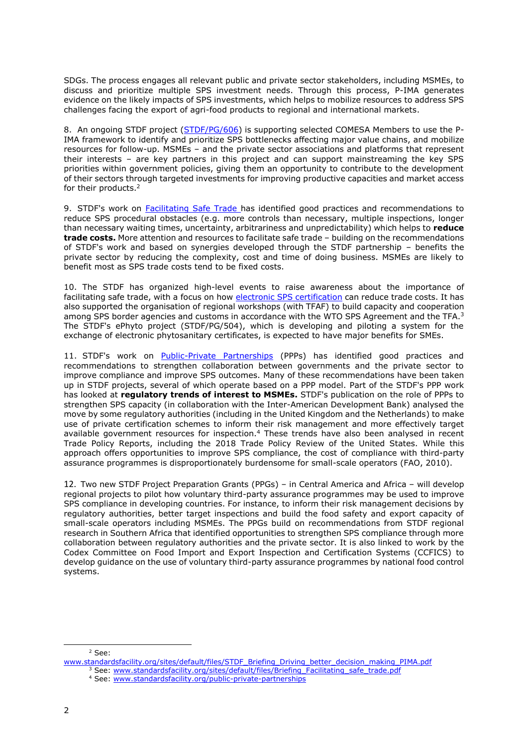SDGs. The process engages all relevant public and private sector stakeholders, including MSMEs, to discuss and prioritize multiple SPS investment needs. Through this process, P-IMA generates evidence on the likely impacts of SPS investments, which helps to mobilize resources to address SPS challenges facing the export of agri-food products to regional and international markets.

8. An ongoing STDF project (STDF/PG/606) is supporting selected COMESA Members to use the P-IMA framework to identify and prioritize SPS bottlenecks affecting major value chains, and mobilize resources for follow-up. MSMEs – and the private sector associations and platforms that represent their interests – are key partners in this project and can support mainstreaming the key SPS priorities within government policies, giving them an opportunity to contribute to the development of their sectors through targeted investments for improving productive capacities and market access for their products.[2]

9. STDF's work on Facilitating Safe Trade has identified good practices and recommendations to reduce SPS procedural obstacles (e.g. more controls than necessary, multiple inspections, longer than necessary waiting times, uncertainty, arbitrariness and unpredictability) which helps to **reduce trade costs.** More attention and resources to facilitate safe trade – building on the recommendations of STDF's work and based on synergies developed through the STDF partnership – benefits the private sector by reducing the complexity, cost and time of doing business. MSMEs are likely to benefit most as SPS trade costs tend to be fixed costs.

10. The STDF has organized high-level events to raise awareness about the importance of facilitating safe trade, with a focus on how electronic SPS certification can reduce trade costs. It has also supported the organisation of regional workshops (with TFAF) to build capacity and cooperation among SPS border agencies and customs in accordance with the WTO SPS Agreement and the TFA.[3] The STDF's ePhyto project (STDF/PG/504), which is developing and piloting a system for the exchange of electronic phytosanitary certificates, is expected to have major benefits for SMEs.

11. STDF's work on Public-Private Partnerships (PPPs) has identified good practices and recommendations to strengthen collaboration between governments and the private sector to improve compliance and improve SPS outcomes. Many of these recommendations have been taken up in STDF projects, several of which operate based on a PPP model. Part of the STDF's PPP work has looked at **regulatory trends of interest to MSMEs.** STDF's publication on the role of PPPs to strengthen SPS capacity (in collaboration with the Inter-American Development Bank) analysed the move by some regulatory authorities (including in the United Kingdom and the Netherlands) to make use of private certification schemes to inform their risk management and more effectively target available government resources for inspection.[4] These trends have also been analysed in recent Trade Policy Reports, including the 2018 Trade Policy Review of the United States. While this approach offers opportunities to improve SPS compliance, the cost of compliance with third-party assurance programmes is disproportionately burdensome for small-scale operators (FAO, 2010).

12. Two new STDF Project Preparation Grants (PPGs) – in Central America and Africa – will develop regional projects to pilot how voluntary third-party assurance programmes may be used to improve SPS compliance in developing countries. For instance, to inform their risk management decisions by regulatory authorities, better target inspections and build the food safety and export capacity of small-scale operators including MSMEs. The PPGs build on recommendations from STDF regional research in Southern Africa that identified opportunities to strengthen SPS compliance through more collaboration between regulatory authorities and the private sector. It is also linked to work by the Codex Committee on Food Import and Export Inspection and Certification Systems (CCFICS) to develop guidance on the use of voluntary third-party assurance programmes by national food control systems.

---

[2] See: www.standardsfacility.org/sites/default/files/STDF_Briefing_Driving_better_decision_making_PIMA.pdf

[3] See: www.standardsfacility.org/sites/default/files/Briefing_Facilitating_safe_trade.pdf

[4] See: www.standardsfacility.org/public-private-partnerships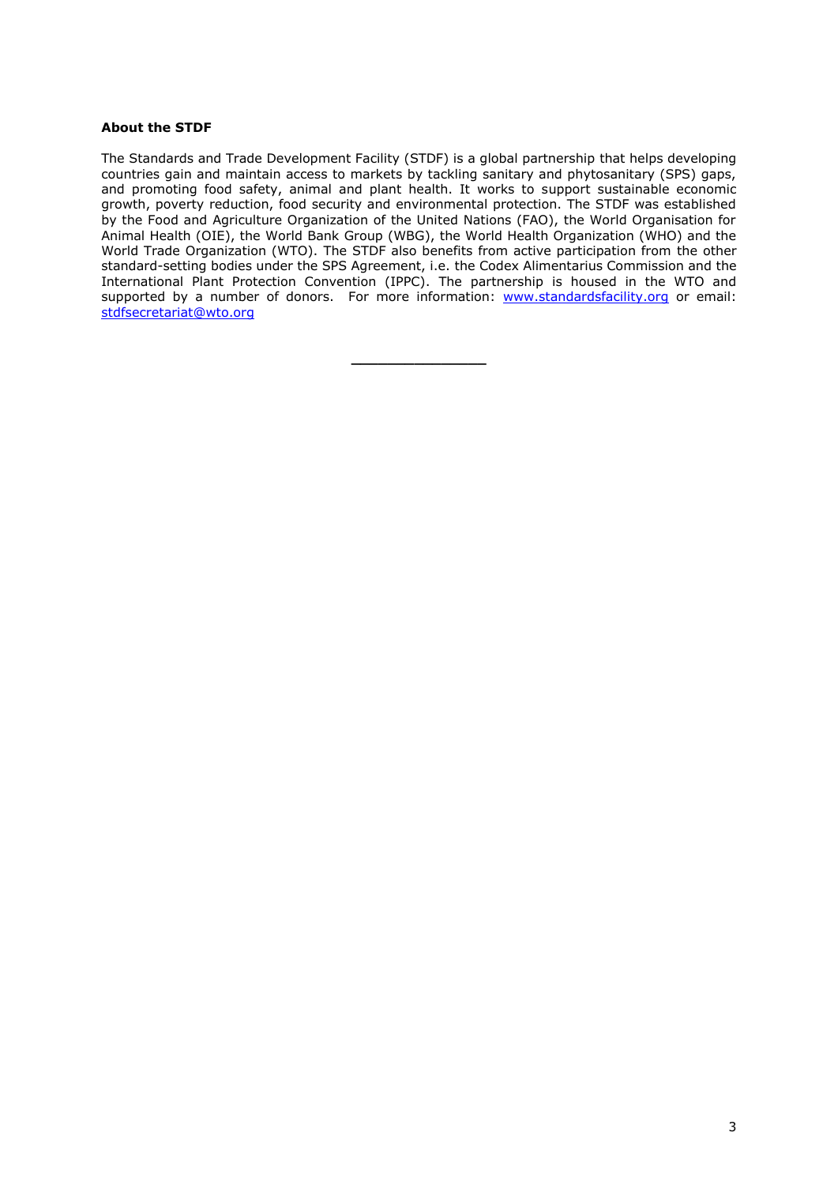**About the STDF**

The Standards and Trade Development Facility (STDF) is a global partnership that helps developing countries gain and maintain access to markets by tackling sanitary and phytosanitary (SPS) gaps, and promoting food safety, animal and plant health. It works to support sustainable economic growth, poverty reduction, food security and environmental protection. The STDF was established by the Food and Agriculture Organization of the United Nations (FAO), the World Organisation for Animal Health (OIE), the World Bank Group (WBG), the World Health Organization (WHO) and the World Trade Organization (WTO). The STDF also benefits from active participation from the other standard-setting bodies under the SPS Agreement, i.e. the Codex Alimentarius Commission and the International Plant Protection Convention (IPPC). The partnership is housed in the WTO and supported by a number of donors. For more information: [www.standardsfacility.org](http://www.standardsfacility.org) or email: [stdfsecretariat@wto.org](mailto:stdfsecretariat@wto.org)

---